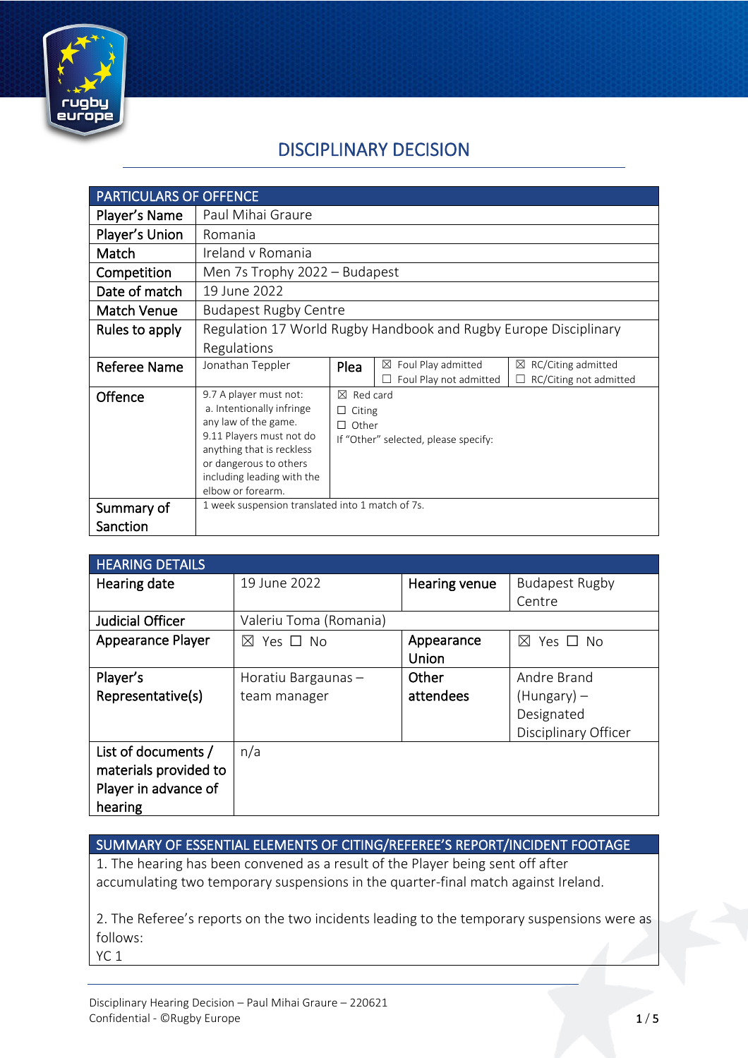# DISCIPLINARY DECISION

| PARTICULARS OF OFFENCE | | | | |
|---|---|---|---|---|
| Player's Name | Paul Mihai Graure | | | |
| Player's Union | Romania | | | |
| Match | Ireland v Romania | | | |
| Competition | Men 7s Trophy 2022 – Budapest | | | |
| Date of match | 19 June 2022 | | | |
| Match Venue | Budapest Rugby Centre | | | |
| Rules to apply | Regulation 17 World Rugby Handbook and Rugby Europe Disciplinary Regulations | | | |
| Referee Name | Jonathan Teppler | Plea | ☒ Foul Play admitted<br>☐ Foul Play not admitted | ☒ RC/Citing admitted<br>☐ RC/Citing not admitted |
| Offence | 9.7 A player must not:<br>a. Intentionally infringe any law of the game.<br>9.11 Players must not do anything that is reckless or dangerous to others including leading with the elbow or forearm. | ☒ Red card<br>☐ Citing<br>☐ Other<br>If "Other" selected, please specify: | | |
| Summary of Sanction | 1 week suspension translated into 1 match of 7s. | | | |

| HEARING DETAILS | | | |
|---|---|---|---|
| Hearing date | 19 June 2022 | Hearing venue | Budapest Rugby Centre |
| Judicial Officer | Valeriu Toma (Romania) | | |
| Appearance Player | ☒ Yes ☐ No | Appearance Union | ☒ Yes ☐ No |
| Player's Representative(s) | Horatiu Bargaunas – team manager | Other attendees | Andre Brand (Hungary) – Designated Disciplinary Officer |
| List of documents / materials provided to Player in advance of hearing | n/a | | |

## SUMMARY OF ESSENTIAL ELEMENTS OF CITING/REFEREE'S REPORT/INCIDENT FOOTAGE

1. The hearing has been convened as a result of the Player being sent off after accumulating two temporary suspensions in the quarter-final match against Ireland.

2. The Referee's reports on the two incidents leading to the temporary suspensions were as follows:

YC 1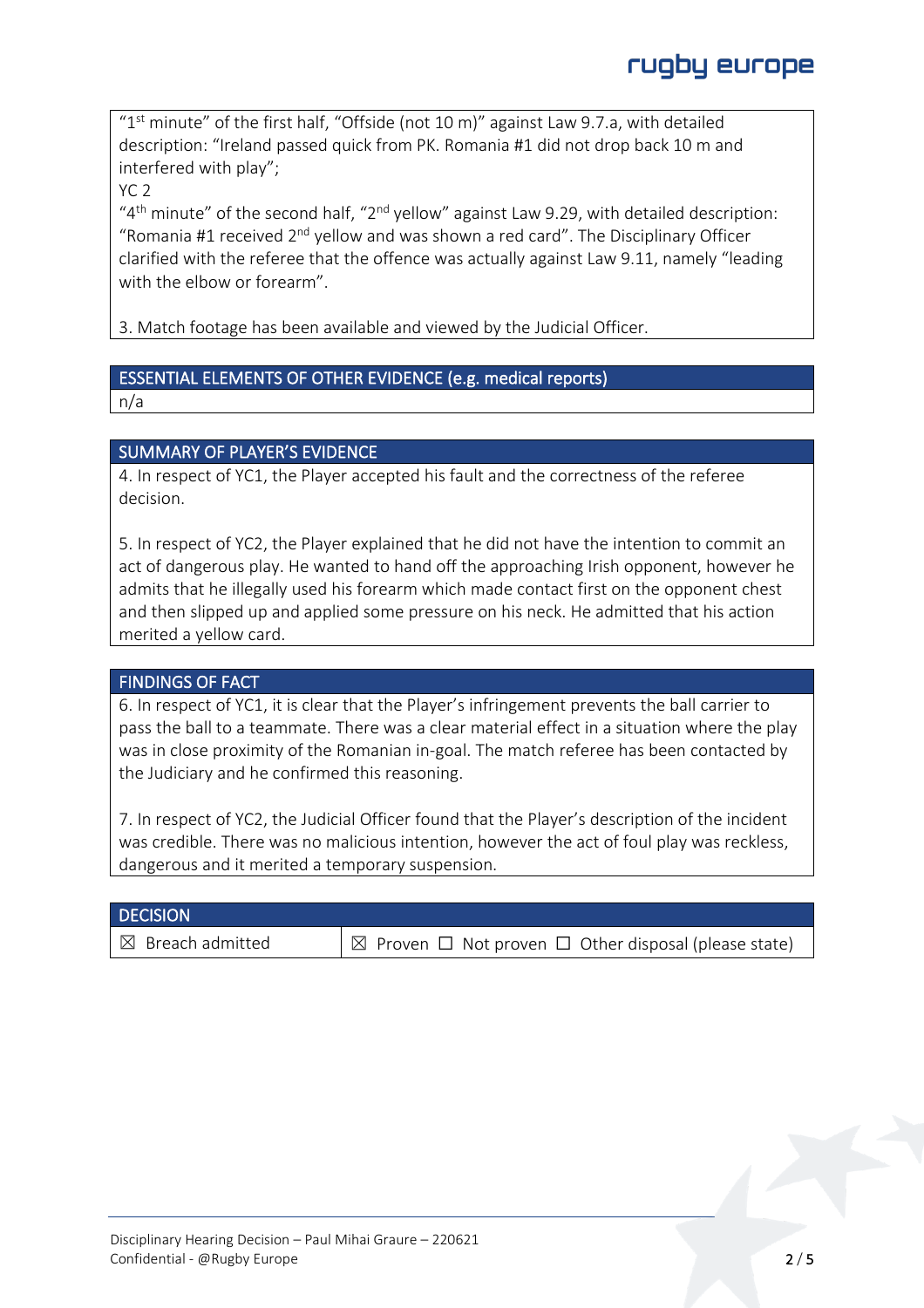"1st minute" of the first half, "Offside (not 10 m)" against Law 9.7.a, with detailed description: "Ireland passed quick from PK. Romania #1 did not drop back 10 m and interfered with play";

YC 2

"4th minute" of the second half, "2nd yellow" against Law 9.29, with detailed description: "Romania #1 received 2nd yellow and was shown a red card". The Disciplinary Officer clarified with the referee that the offence was actually against Law 9.11, namely "leading with the elbow or forearm".

3. Match footage has been available and viewed by the Judicial Officer.

## ESSENTIAL ELEMENTS OF OTHER EVIDENCE (e.g. medical reports)

n/a

## SUMMARY OF PLAYER'S EVIDENCE

4. In respect of YC1, the Player accepted his fault and the correctness of the referee decision.

5. In respect of YC2, the Player explained that he did not have the intention to commit an act of dangerous play. He wanted to hand off the approaching Irish opponent, however he admits that he illegally used his forearm which made contact first on the opponent chest and then slipped up and applied some pressure on his neck. He admitted that his action merited a yellow card.

## FINDINGS OF FACT

6. In respect of YC1, it is clear that the Player's infringement prevents the ball carrier to pass the ball to a teammate. There was a clear material effect in a situation where the play was in close proximity of the Romanian in-goal. The match referee has been contacted by the Judiciary and he confirmed this reasoning.

7. In respect of YC2, the Judicial Officer found that the Player's description of the incident was credible. There was no malicious intention, however the act of foul play was reckless, dangerous and it merited a temporary suspension.

## DECISION

| ☒ Breach admitted | ☒ Proven ☐ Not proven ☐ Other disposal (please state) |
|---|---|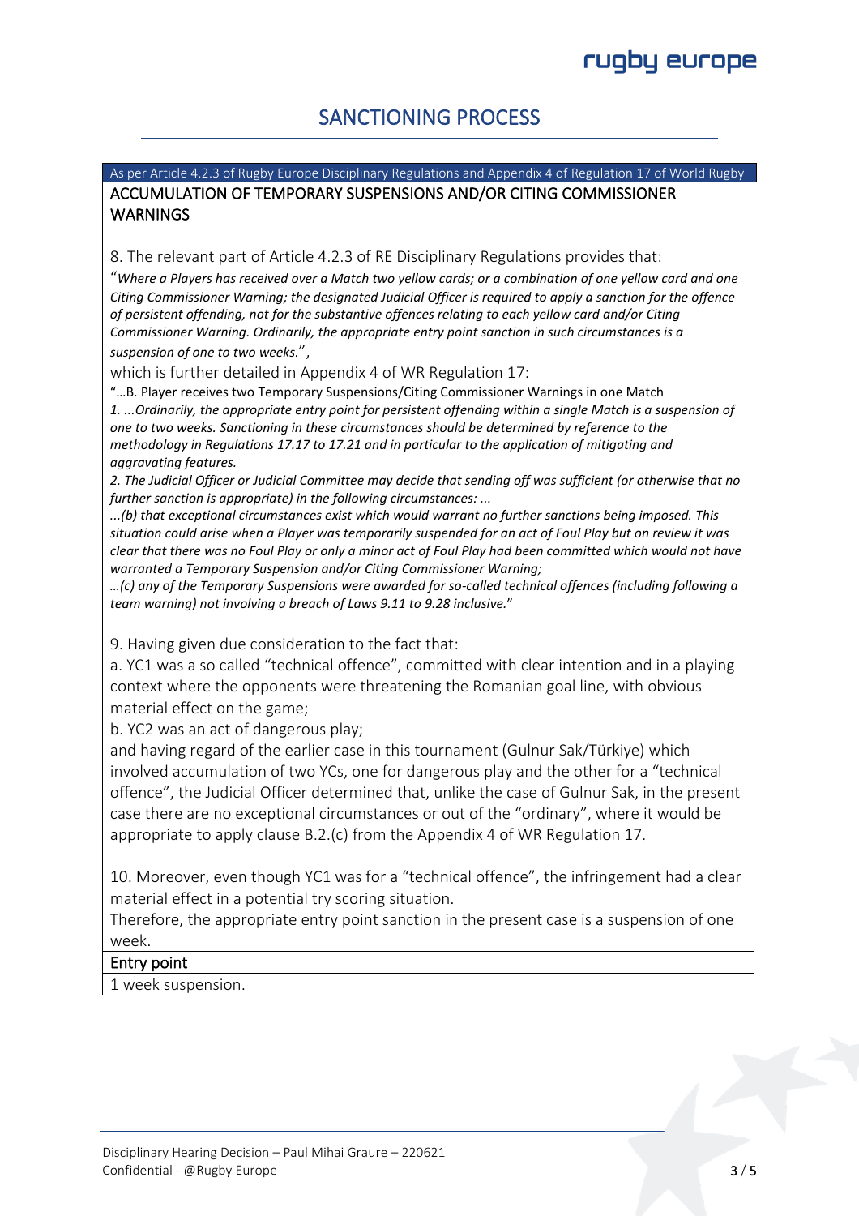# SANCTIONING PROCESS

As per Article 4.2.3 of Rugby Europe Disciplinary Regulations and Appendix 4 of Regulation 17 of World Rugby

## ACCUMULATION OF TEMPORARY SUSPENSIONS AND/OR CITING COMMISSIONER WARNINGS

8. The relevant part of Article 4.2.3 of RE Disciplinary Regulations provides that:

"*Where a Players has received over a Match two yellow cards; or a combination of one yellow card and one Citing Commissioner Warning; the designated Judicial Officer is required to apply a sanction for the offence of persistent offending, not for the substantive offences relating to each yellow card and/or Citing Commissioner Warning. Ordinarily, the appropriate entry point sanction in such circumstances is a suspension of one to two weeks.*",

which is further detailed in Appendix 4 of WR Regulation 17:

"…B. Player receives two Temporary Suspensions/Citing Commissioner Warnings in one Match

*1. ...Ordinarily, the appropriate entry point for persistent offending within a single Match is a suspension of one to two weeks. Sanctioning in these circumstances should be determined by reference to the methodology in Regulations 17.17 to 17.21 and in particular to the application of mitigating and aggravating features.*

*2. The Judicial Officer or Judicial Committee may decide that sending off was sufficient (or otherwise that no further sanction is appropriate) in the following circumstances: ...*

*...(b) that exceptional circumstances exist which would warrant no further sanctions being imposed. This situation could arise when a Player was temporarily suspended for an act of Foul Play but on review it was clear that there was no Foul Play or only a minor act of Foul Play had been committed which would not have warranted a Temporary Suspension and/or Citing Commissioner Warning;*

*…(c) any of the Temporary Suspensions were awarded for so-called technical offences (including following a team warning) not involving a breach of Laws 9.11 to 9.28 inclusive.*"

9. Having given due consideration to the fact that:

a. YC1 was a so called "technical offence", committed with clear intention and in a playing context where the opponents were threatening the Romanian goal line, with obvious material effect on the game;

b. YC2 was an act of dangerous play;

and having regard of the earlier case in this tournament (Gulnur Sak/Türkiye) which involved accumulation of two YCs, one for dangerous play and the other for a "technical offence", the Judicial Officer determined that, unlike the case of Gulnur Sak, in the present case there are no exceptional circumstances or out of the "ordinary", where it would be appropriate to apply clause B.2.(c) from the Appendix 4 of WR Regulation 17.

10. Moreover, even though YC1 was for a "technical offence", the infringement had a clear material effect in a potential try scoring situation.

Therefore, the appropriate entry point sanction in the present case is a suspension of one week.

### Entry point

1 week suspension.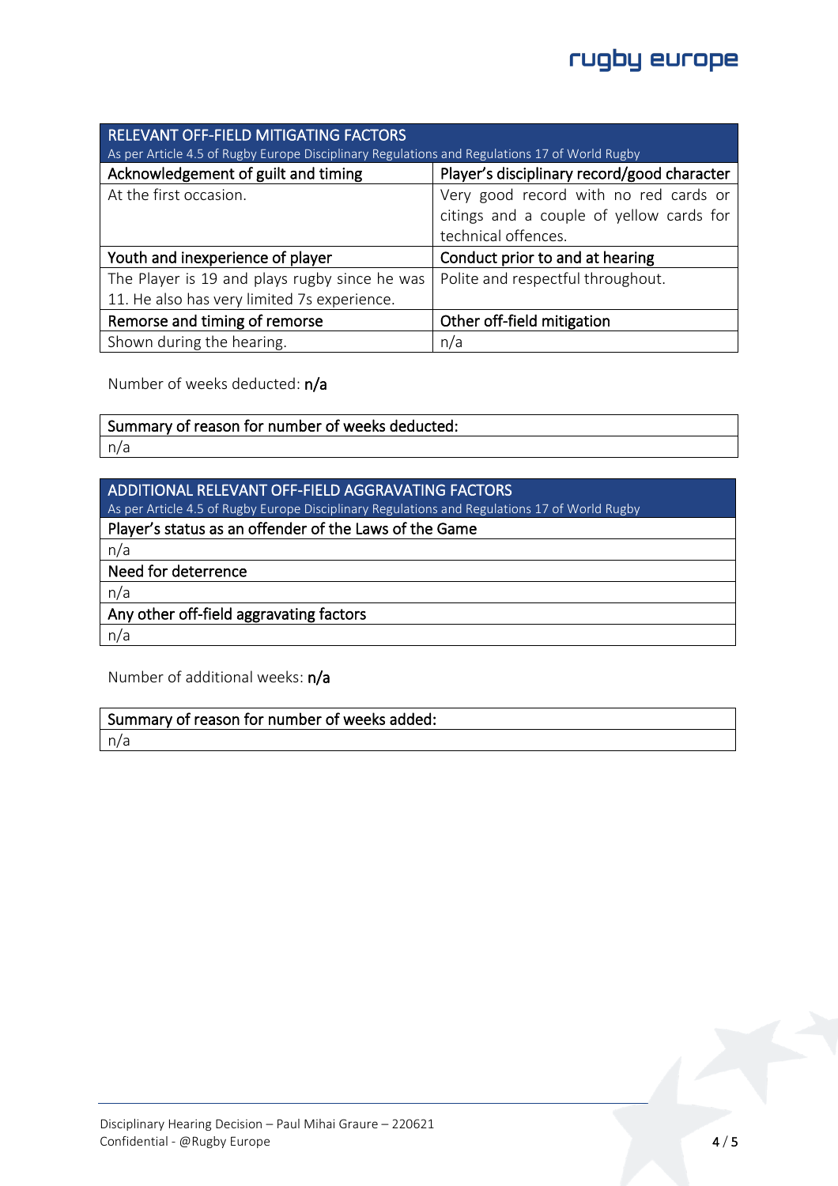| RELEVANT OFF-FIELD MITIGATING FACTORS<br>As per Article 4.5 of Rugby Europe Disciplinary Regulations and Regulations 17 of World Rugby | |
|---|---|
| **Acknowledgement of guilt and timing** | **Player's disciplinary record/good character** |
| At the first occasion. | Very good record with no red cards or citings and a couple of yellow cards for technical offences. |
| **Youth and inexperience of player** | **Conduct prior to and at hearing** |
| The Player is 19 and plays rugby since he was 11. He also has very limited 7s experience. | Polite and respectful throughout. |
| **Remorse and timing of remorse** | **Other off-field mitigation** |
| Shown during the hearing. | n/a |

Number of weeks deducted: **n/a**

| Summary of reason for number of weeks deducted: |
|---|
| n/a |

| ADDITIONAL RELEVANT OFF-FIELD AGGRAVATING FACTORS<br>As per Article 4.5 of Rugby Europe Disciplinary Regulations and Regulations 17 of World Rugby |
|---|
| **Player's status as an offender of the Laws of the Game** |
| n/a |
| **Need for deterrence** |
| n/a |
| **Any other off-field aggravating factors** |
| n/a |

Number of additional weeks: **n/a**

| Summary of reason for number of weeks added: |
|---|
| n/a |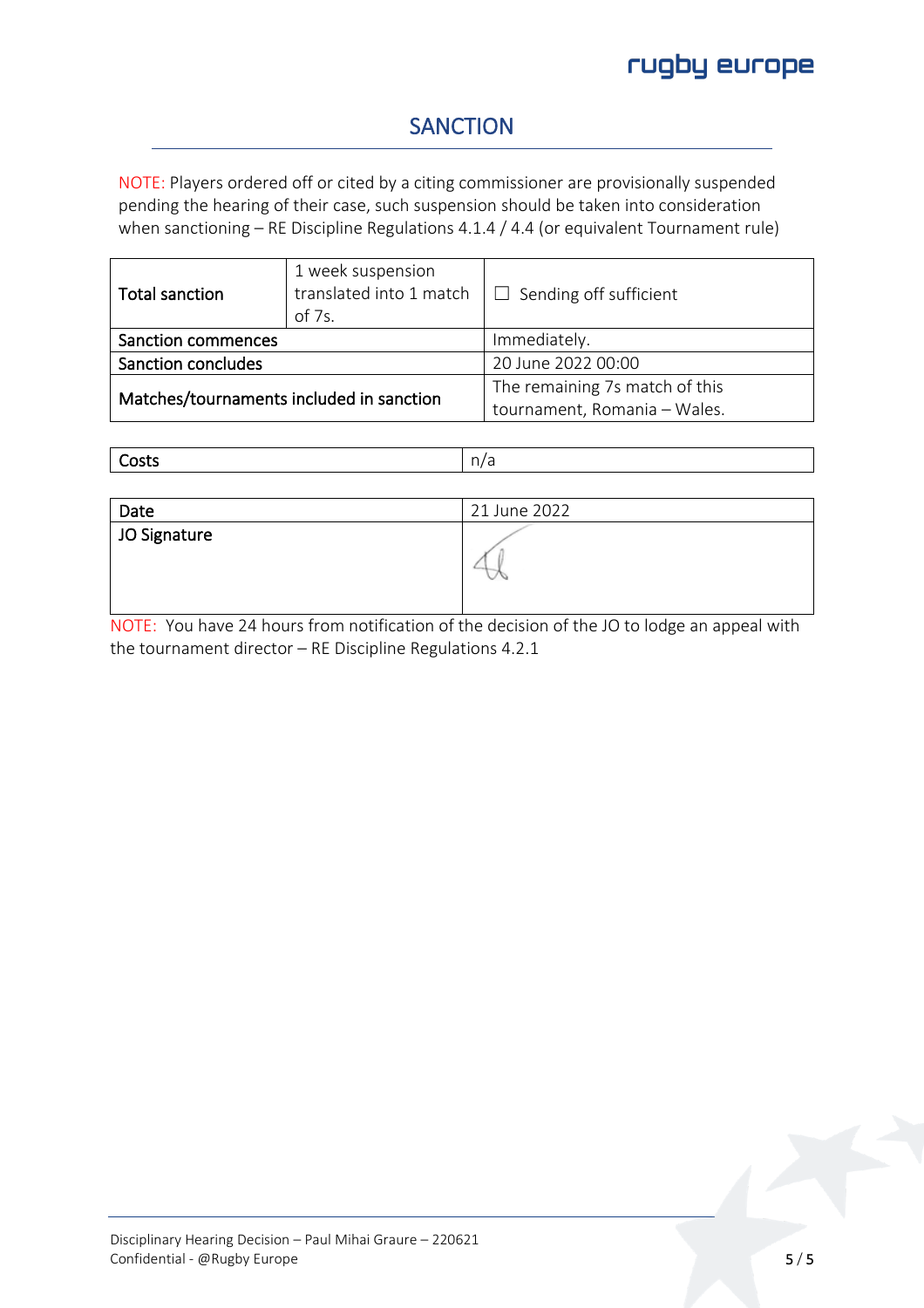## SANCTION

NOTE: Players ordered off or cited by a citing commissioner are provisionally suspended pending the hearing of their case, such suspension should be taken into consideration when sanctioning – RE Discipline Regulations 4.1.4 / 4.4 (or equivalent Tournament rule)

| | | |
|---|---|---|
| Total sanction | 1 week suspension translated into 1 match of 7s. | ☐ Sending off sufficient |
| Sanction commences | | Immediately. |
| Sanction concludes | | 20 June 2022 00:00 |
| Matches/tournaments included in sanction | | The remaining 7s match of this tournament, Romania – Wales. |

| | |
|---|---|
| Costs | n/a |

| | |
|---|---|
| Date | 21 June 2022 |
| JO Signature | |

NOTE: You have 24 hours from notification of the decision of the JO to lodge an appeal with the tournament director – RE Discipline Regulations 4.2.1

Disciplinary Hearing Decision – Paul Mihai Graure – 220621
Confidential - @Rugby Europe